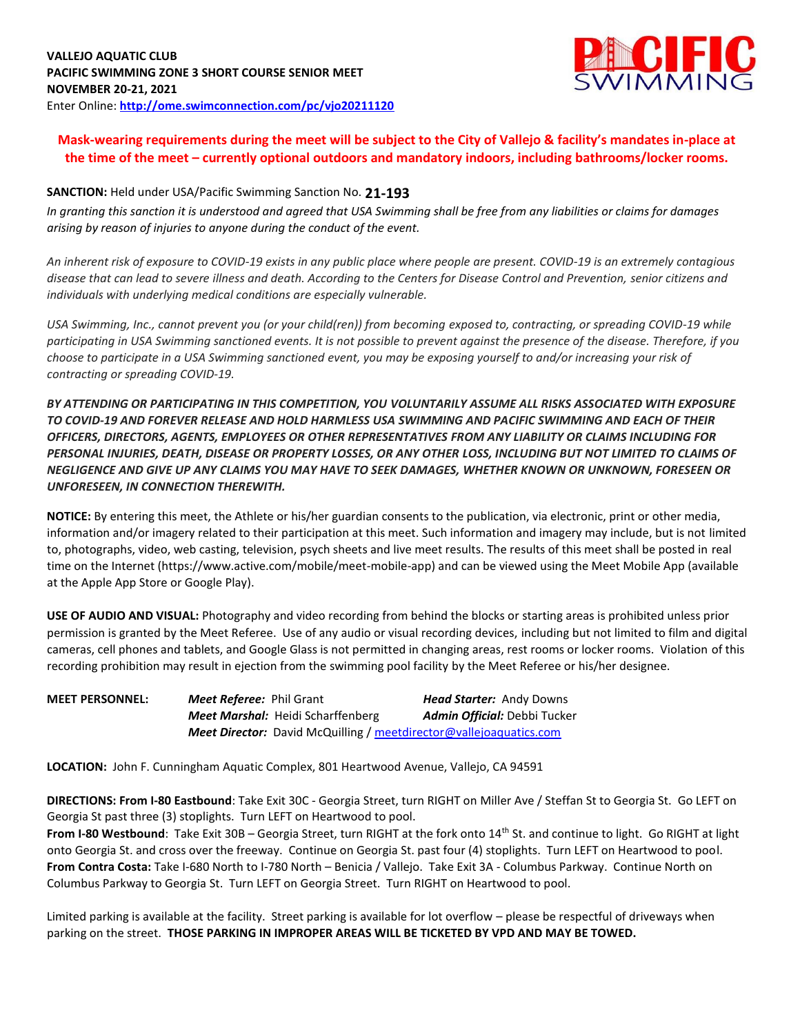**VALLEJO AQUATIC CLUB**
**PACIFIC SWIMMING ZONE 3 SHORT COURSE SENIOR MEET**
**NOVEMBER 20-21, 2021**
Enter Online: **http://ome.swimconnection.com/pc/vjo20211120**

**Mask-wearing requirements during the meet will be subject to the City of Vallejo & facility's mandates in-place at the time of the meet – currently optional outdoors and mandatory indoors, including bathrooms/locker rooms.**

**SANCTION:** Held under USA/Pacific Swimming Sanction No. **21-193**

*In granting this sanction it is understood and agreed that USA Swimming shall be free from any liabilities or claims for damages arising by reason of injuries to anyone during the conduct of the event.*

*An inherent risk of exposure to COVID-19 exists in any public place where people are present. COVID-19 is an extremely contagious disease that can lead to severe illness and death. According to the Centers for Disease Control and Prevention, senior citizens and individuals with underlying medical conditions are especially vulnerable.*

*USA Swimming, Inc., cannot prevent you (or your child(ren)) from becoming exposed to, contracting, or spreading COVID-19 while participating in USA Swimming sanctioned events. It is not possible to prevent against the presence of the disease. Therefore, if you choose to participate in a USA Swimming sanctioned event, you may be exposing yourself to and/or increasing your risk of contracting or spreading COVID-19.*

***BY ATTENDING OR PARTICIPATING IN THIS COMPETITION, YOU VOLUNTARILY ASSUME ALL RISKS ASSOCIATED WITH EXPOSURE TO COVID-19 AND FOREVER RELEASE AND HOLD HARMLESS USA SWIMMING AND PACIFIC SWIMMING AND EACH OF THEIR OFFICERS, DIRECTORS, AGENTS, EMPLOYEES OR OTHER REPRESENTATIVES FROM ANY LIABILITY OR CLAIMS INCLUDING FOR PERSONAL INJURIES, DEATH, DISEASE OR PROPERTY LOSSES, OR ANY OTHER LOSS, INCLUDING BUT NOT LIMITED TO CLAIMS OF NEGLIGENCE AND GIVE UP ANY CLAIMS YOU MAY HAVE TO SEEK DAMAGES, WHETHER KNOWN OR UNKNOWN, FORESEEN OR UNFORESEEN, IN CONNECTION THEREWITH.***

**NOTICE:** By entering this meet, the Athlete or his/her guardian consents to the publication, via electronic, print or other media, information and/or imagery related to their participation at this meet. Such information and imagery may include, but is not limited to, photographs, video, web casting, television, psych sheets and live meet results. The results of this meet shall be posted in real time on the Internet (https://www.active.com/mobile/meet-mobile-app) and can be viewed using the Meet Mobile App (available at the Apple App Store or Google Play).

**USE OF AUDIO AND VISUAL:** Photography and video recording from behind the blocks or starting areas is prohibited unless prior permission is granted by the Meet Referee. Use of any audio or visual recording devices, including but not limited to film and digital cameras, cell phones and tablets, and Google Glass is not permitted in changing areas, rest rooms or locker rooms. Violation of this recording prohibition may result in ejection from the swimming pool facility by the Meet Referee or his/her designee.

**MEET PERSONNEL:**
***Meet Referee:*** Phil Grant
***Head Starter:*** Andy Downs
***Meet Marshal:*** Heidi Scharffenberg
***Admin Official:*** Debbi Tucker
***Meet Director:*** David McQuilling / meetdirector@vallejoaquatics.com

**LOCATION:** John F. Cunningham Aquatic Complex, 801 Heartwood Avenue, Vallejo, CA 94591

**DIRECTIONS: From I-80 Eastbound**: Take Exit 30C - Georgia Street, turn RIGHT on Miller Ave / Steffan St to Georgia St. Go LEFT on Georgia St past three (3) stoplights. Turn LEFT on Heartwood to pool.
**From I-80 Westbound**: Take Exit 30B – Georgia Street, turn RIGHT at the fork onto 14th St. and continue to light. Go RIGHT at light onto Georgia St. and cross over the freeway. Continue on Georgia St. past four (4) stoplights. Turn LEFT on Heartwood to pool.
**From Contra Costa:** Take I-680 North to I-780 North – Benicia / Vallejo. Take Exit 3A - Columbus Parkway. Continue North on Columbus Parkway to Georgia St. Turn LEFT on Georgia Street. Turn RIGHT on Heartwood to pool.

Limited parking is available at the facility. Street parking is available for lot overflow – please be respectful of driveways when parking on the street. **THOSE PARKING IN IMPROPER AREAS WILL BE TICKETED BY VPD AND MAY BE TOWED.**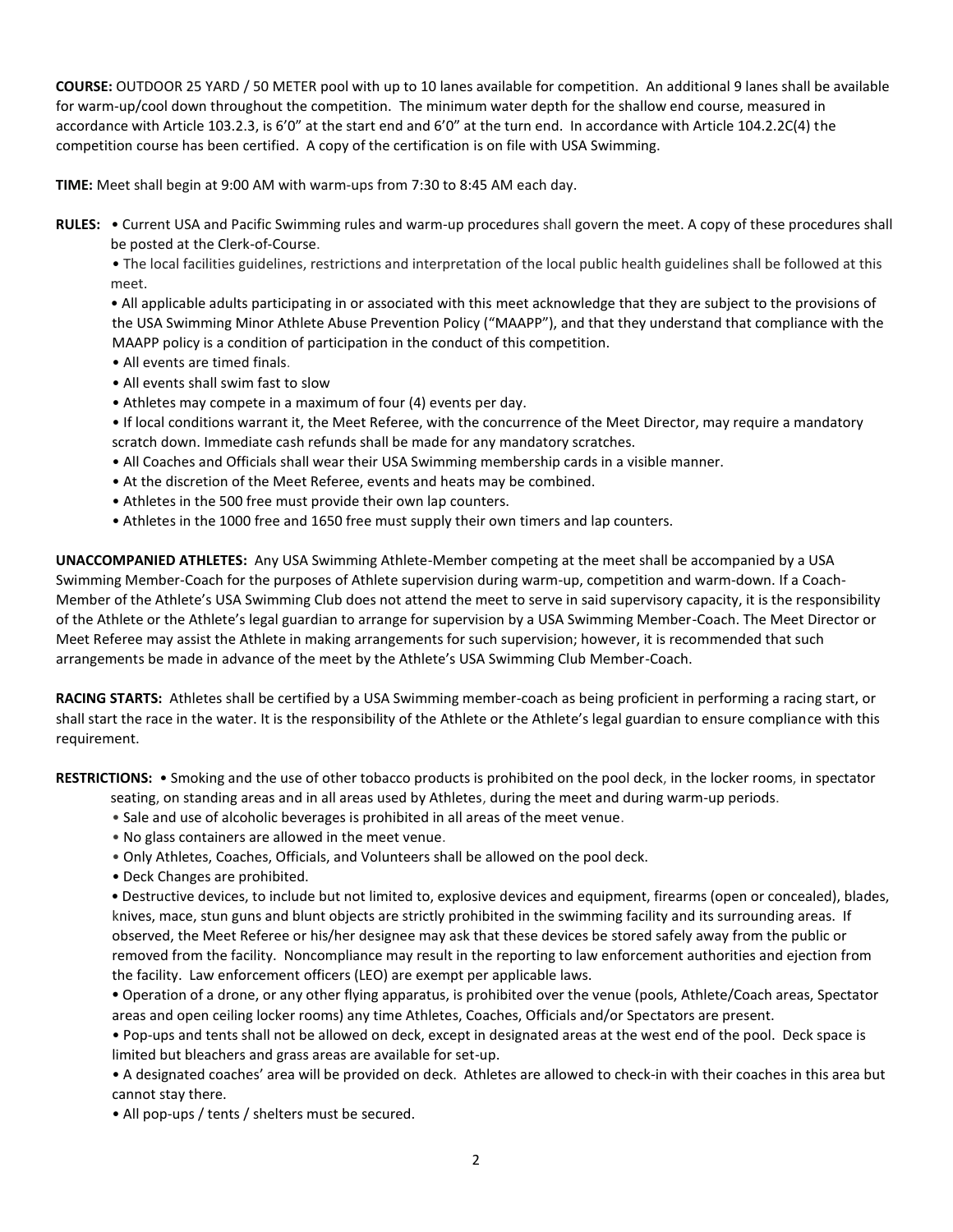**COURSE:** OUTDOOR 25 YARD / 50 METER pool with up to 10 lanes available for competition. An additional 9 lanes shall be available for warm-up/cool down throughout the competition. The minimum water depth for the shallow end course, measured in accordance with Article 103.2.3, is 6'0" at the start end and 6'0" at the turn end. In accordance with Article 104.2.2C(4) the competition course has been certified. A copy of the certification is on file with USA Swimming.

**TIME:** Meet shall begin at 9:00 AM with warm-ups from 7:30 to 8:45 AM each day.

**RULES:**

- Current USA and Pacific Swimming rules and warm-up procedures shall govern the meet. A copy of these procedures shall be posted at the Clerk-of-Course.
- The local facilities guidelines, restrictions and interpretation of the local public health guidelines shall be followed at this meet.
- All applicable adults participating in or associated with this meet acknowledge that they are subject to the provisions of the USA Swimming Minor Athlete Abuse Prevention Policy ("MAAPP"), and that they understand that compliance with the MAAPP policy is a condition of participation in the conduct of this competition.
- All events are timed finals.
- All events shall swim fast to slow
- Athletes may compete in a maximum of four (4) events per day.
- If local conditions warrant it, the Meet Referee, with the concurrence of the Meet Director, may require a mandatory scratch down. Immediate cash refunds shall be made for any mandatory scratches.
- All Coaches and Officials shall wear their USA Swimming membership cards in a visible manner.
- At the discretion of the Meet Referee, events and heats may be combined.
- Athletes in the 500 free must provide their own lap counters.
- Athletes in the 1000 free and 1650 free must supply their own timers and lap counters.

**UNACCOMPANIED ATHLETES:** Any USA Swimming Athlete-Member competing at the meet shall be accompanied by a USA Swimming Member-Coach for the purposes of Athlete supervision during warm-up, competition and warm-down. If a Coach-Member of the Athlete's USA Swimming Club does not attend the meet to serve in said supervisory capacity, it is the responsibility of the Athlete or the Athlete's legal guardian to arrange for supervision by a USA Swimming Member-Coach. The Meet Director or Meet Referee may assist the Athlete in making arrangements for such supervision; however, it is recommended that such arrangements be made in advance of the meet by the Athlete's USA Swimming Club Member-Coach.

**RACING STARTS:** Athletes shall be certified by a USA Swimming member-coach as being proficient in performing a racing start, or shall start the race in the water. It is the responsibility of the Athlete or the Athlete's legal guardian to ensure compliance with this requirement.

**RESTRICTIONS:**

- Smoking and the use of other tobacco products is prohibited on the pool deck, in the locker rooms, in spectator seating, on standing areas and in all areas used by Athletes, during the meet and during warm-up periods.
- Sale and use of alcoholic beverages is prohibited in all areas of the meet venue.
- No glass containers are allowed in the meet venue.
- Only Athletes, Coaches, Officials, and Volunteers shall be allowed on the pool deck.
- Deck Changes are prohibited.
- Destructive devices, to include but not limited to, explosive devices and equipment, firearms (open or concealed), blades, knives, mace, stun guns and blunt objects are strictly prohibited in the swimming facility and its surrounding areas. If observed, the Meet Referee or his/her designee may ask that these devices be stored safely away from the public or removed from the facility. Noncompliance may result in the reporting to law enforcement authorities and ejection from the facility. Law enforcement officers (LEO) are exempt per applicable laws.
- Operation of a drone, or any other flying apparatus, is prohibited over the venue (pools, Athlete/Coach areas, Spectator areas and open ceiling locker rooms) any time Athletes, Coaches, Officials and/or Spectators are present.
- Pop-ups and tents shall not be allowed on deck, except in designated areas at the west end of the pool. Deck space is limited but bleachers and grass areas are available for set-up.
- A designated coaches' area will be provided on deck. Athletes are allowed to check-in with their coaches in this area but cannot stay there.
- All pop-ups / tents / shelters must be secured.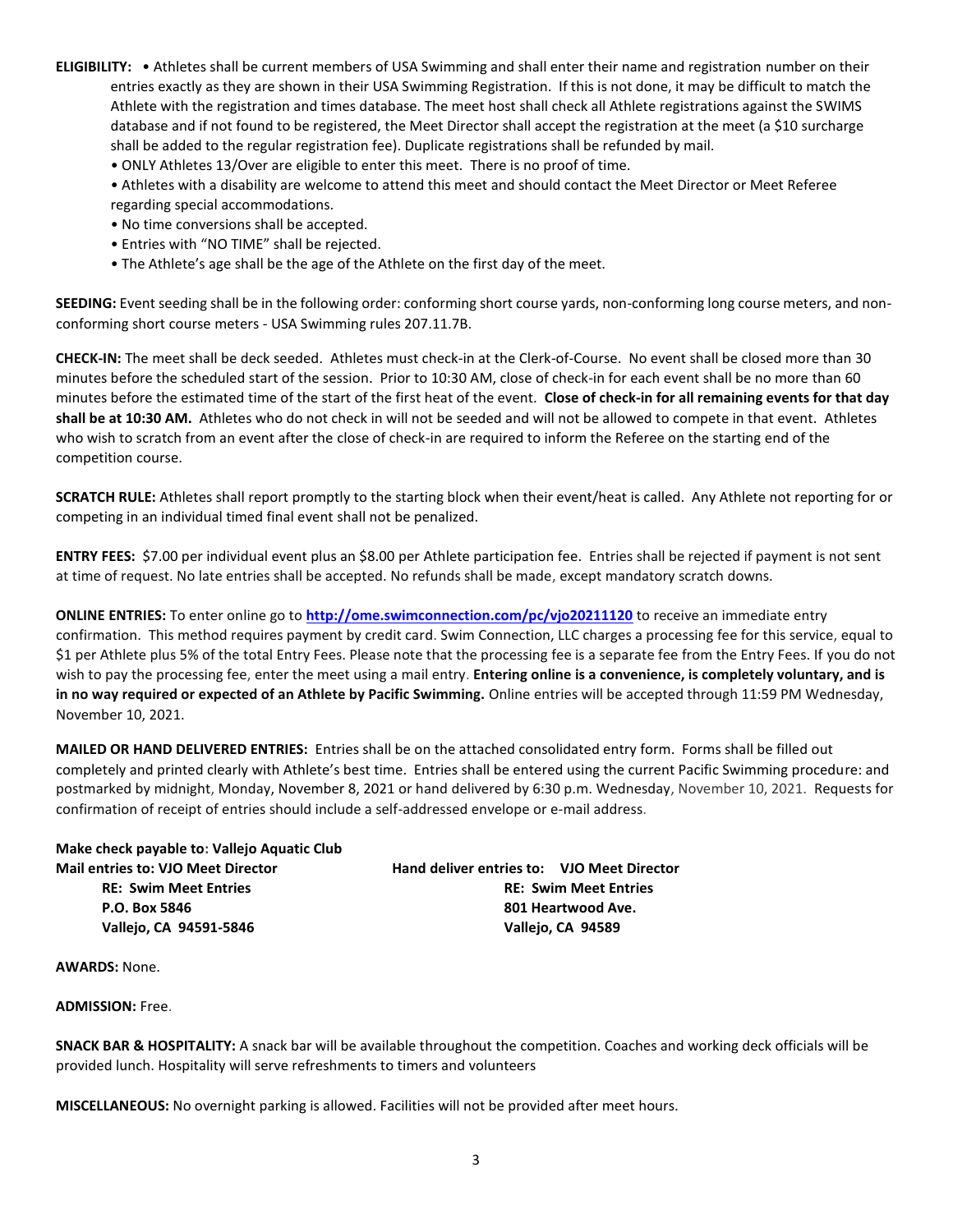**ELIGIBILITY:** • Athletes shall be current members of USA Swimming and shall enter their name and registration number on their entries exactly as they are shown in their USA Swimming Registration. If this is not done, it may be difficult to match the Athlete with the registration and times database. The meet host shall check all Athlete registrations against the SWIMS database and if not found to be registered, the Meet Director shall accept the registration at the meet (a $10 surcharge shall be added to the regular registration fee). Duplicate registrations shall be refunded by mail.

• ONLY Athletes 13/Over are eligible to enter this meet. There is no proof of time.

• Athletes with a disability are welcome to attend this meet and should contact the Meet Director or Meet Referee regarding special accommodations.

• No time conversions shall be accepted.

• Entries with "NO TIME" shall be rejected.

• The Athlete's age shall be the age of the Athlete on the first day of the meet.

**SEEDING:** Event seeding shall be in the following order: conforming short course yards, non-conforming long course meters, and non-conforming short course meters - USA Swimming rules 207.11.7B.

**CHECK-IN:** The meet shall be deck seeded. Athletes must check-in at the Clerk-of-Course. No event shall be closed more than 30 minutes before the scheduled start of the session. Prior to 10:30 AM, close of check-in for each event shall be no more than 60 minutes before the estimated time of the start of the first heat of the event. **Close of check-in for all remaining events for that day shall be at 10:30 AM.** Athletes who do not check in will not be seeded and will not be allowed to compete in that event. Athletes who wish to scratch from an event after the close of check-in are required to inform the Referee on the starting end of the competition course.

**SCRATCH RULE:** Athletes shall report promptly to the starting block when their event/heat is called. Any Athlete not reporting for or competing in an individual timed final event shall not be penalized.

**ENTRY FEES:** $7.00 per individual event plus an $8.00 per Athlete participation fee. Entries shall be rejected if payment is not sent at time of request. No late entries shall be accepted. No refunds shall be made, except mandatory scratch downs.

**ONLINE ENTRIES:** To enter online go to **http://ome.swimconnection.com/pc/vjo20211120** to receive an immediate entry confirmation. This method requires payment by credit card. Swim Connection, LLC charges a processing fee for this service, equal to $1 per Athlete plus 5% of the total Entry Fees. Please note that the processing fee is a separate fee from the Entry Fees. If you do not wish to pay the processing fee, enter the meet using a mail entry. **Entering online is a convenience, is completely voluntary, and is in no way required or expected of an Athlete by Pacific Swimming.** Online entries will be accepted through 11:59 PM Wednesday, November 10, 2021.

**MAILED OR HAND DELIVERED ENTRIES:** Entries shall be on the attached consolidated entry form. Forms shall be filled out completely and printed clearly with Athlete's best time. Entries shall be entered using the current Pacific Swimming procedure: and postmarked by midnight, Monday, November 8, 2021 or hand delivered by 6:30 p.m. Wednesday, November 10, 2021. Requests for confirmation of receipt of entries should include a self-addressed envelope or e-mail address.

**Make check payable to: Vallejo Aquatic Club**

**Mail entries to: VJO Meet Director**
**RE: Swim Meet Entries**
**P.O. Box 5846**
**Vallejo, CA 94591-5846**

**Hand deliver entries to: VJO Meet Director**
**RE: Swim Meet Entries**
**801 Heartwood Ave.**
**Vallejo, CA 94589**

**AWARDS:** None.

**ADMISSION:** Free.

**SNACK BAR & HOSPITALITY:** A snack bar will be available throughout the competition. Coaches and working deck officials will be provided lunch. Hospitality will serve refreshments to timers and volunteers

**MISCELLANEOUS:** No overnight parking is allowed. Facilities will not be provided after meet hours.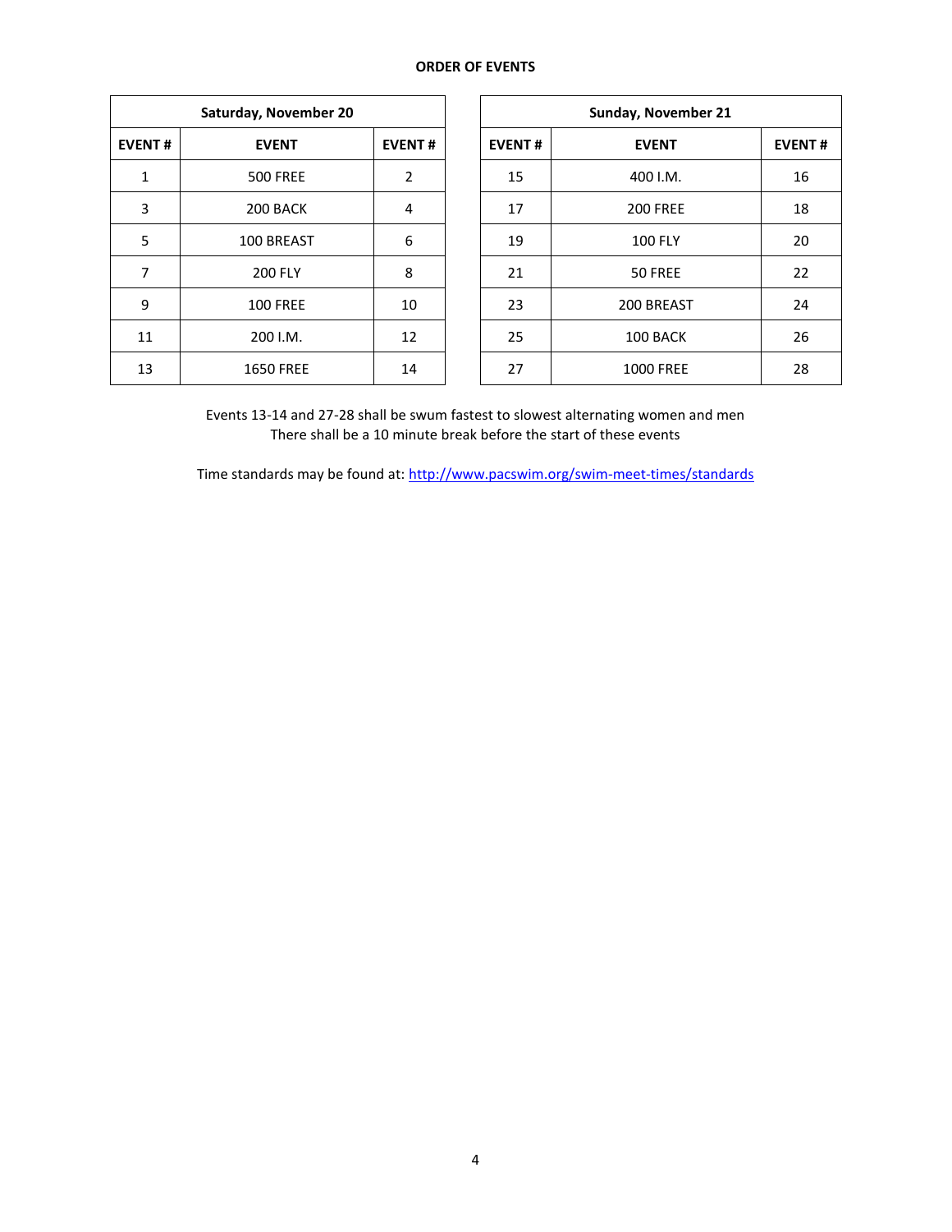**ORDER OF EVENTS**

| Saturday, November 20 | | |
|---|---|---|
| **EVENT #** | **EVENT** | **EVENT #** |
| 1 | 500 FREE | 2 |
| 3 | 200 BACK | 4 |
| 5 | 100 BREAST | 6 |
| 7 | 200 FLY | 8 |
| 9 | 100 FREE | 10 |
| 11 | 200 I.M. | 12 |
| 13 | 1650 FREE | 14 |

| Sunday, November 21 | | |
|---|---|---|
| **EVENT #** | **EVENT** | **EVENT #** |
| 15 | 400 I.M. | 16 |
| 17 | 200 FREE | 18 |
| 19 | 100 FLY | 20 |
| 21 | 50 FREE | 22 |
| 23 | 200 BREAST | 24 |
| 25 | 100 BACK | 26 |
| 27 | 1000 FREE | 28 |

Events 13-14 and 27-28 shall be swum fastest to slowest alternating women and men
There shall be a 10 minute break before the start of these events

Time standards may be found at: [http://www.pacswim.org/swim-meet-times/standards](http://www.pacswim.org/swim-meet-times/standards)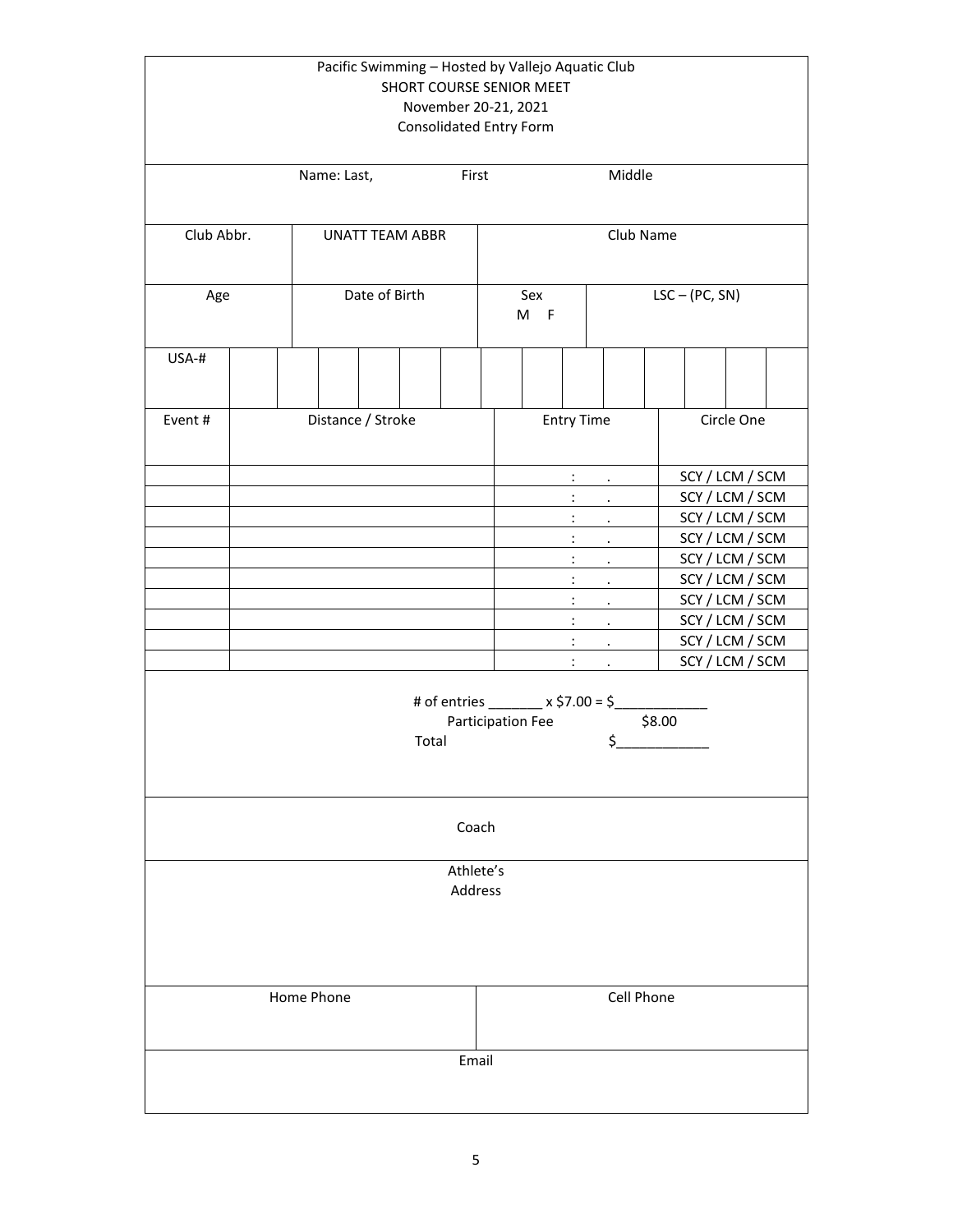Pacific Swimming – Hosted by Vallejo Aquatic Club

SHORT COURSE SENIOR MEET

November 20-21, 2021

Consolidated Entry Form

| Name: Last, | First | Middle |
|---|---|---|
| | | |

| Club Abbr. | UNATT TEAM ABBR | Club Name |
|---|---|---|
| | | |

| Age | Date of Birth | Sex M F | LSC – (PC, SN) |
|---|---|---|---|
| | | | |

| USA-# | | | | | | | | | | | | | | |
|---|---|---|---|---|---|---|---|---|---|---|---|---|---|---|
| | | | | | | | | | | | | | | |

| Event # | Distance / Stroke | Entry Time | Circle One |
|---|---|---|---|
| | | : . | SCY / LCM / SCM |
| | | : . | SCY / LCM / SCM |
| | | : . | SCY / LCM / SCM |
| | | : . | SCY / LCM / SCM |
| | | : . | SCY / LCM / SCM |
| | | : . | SCY / LCM / SCM |
| | | : . | SCY / LCM / SCM |
| | | : . | SCY / LCM / SCM |
| | | : . | SCY / LCM / SCM |
| | | : . | SCY / LCM / SCM |

# of entries _______ x $7.00 = $____________

Participation Fee $8.00

Total $____________

Coach

Athlete's Address

| Home Phone | Cell Phone |
|---|---|
| | |

Email